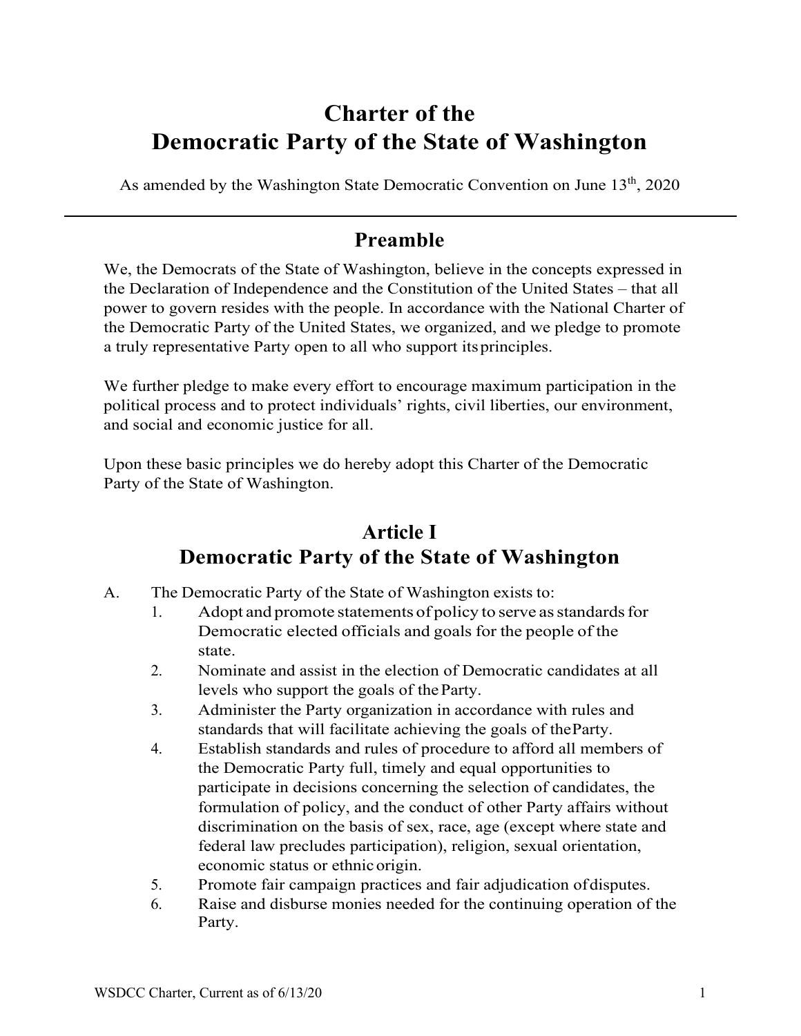# Charter of the Democratic Party of the State of Washington

As amended by the Washington State Democratic Convention on June 13th, 2020

---

## Preamble

We, the Democrats of the State of Washington, believe in the concepts expressed in the Declaration of Independence and the Constitution of the United States – that all power to govern resides with the people. In accordance with the National Charter of the Democratic Party of the United States, we organized, and we pledge to promote a truly representative Party open to all who support its principles.

We further pledge to make every effort to encourage maximum participation in the political process and to protect individuals' rights, civil liberties, our environment, and social and economic justice for all.

Upon these basic principles we do hereby adopt this Charter of the Democratic Party of the State of Washington.

## Article I
## Democratic Party of the State of Washington

A. The Democratic Party of the State of Washington exists to:
   1. Adopt and promote statements of policy to serve as standards for Democratic elected officials and goals for the people of the state.
   2. Nominate and assist in the election of Democratic candidates at all levels who support the goals of the Party.
   3. Administer the Party organization in accordance with rules and standards that will facilitate achieving the goals of the Party.
   4. Establish standards and rules of procedure to afford all members of the Democratic Party full, timely and equal opportunities to participate in decisions concerning the selection of candidates, the formulation of policy, and the conduct of other Party affairs without discrimination on the basis of sex, race, age (except where state and federal law precludes participation), religion, sexual orientation, economic status or ethnic origin.
   5. Promote fair campaign practices and fair adjudication of disputes.
   6. Raise and disburse monies needed for the continuing operation of the Party.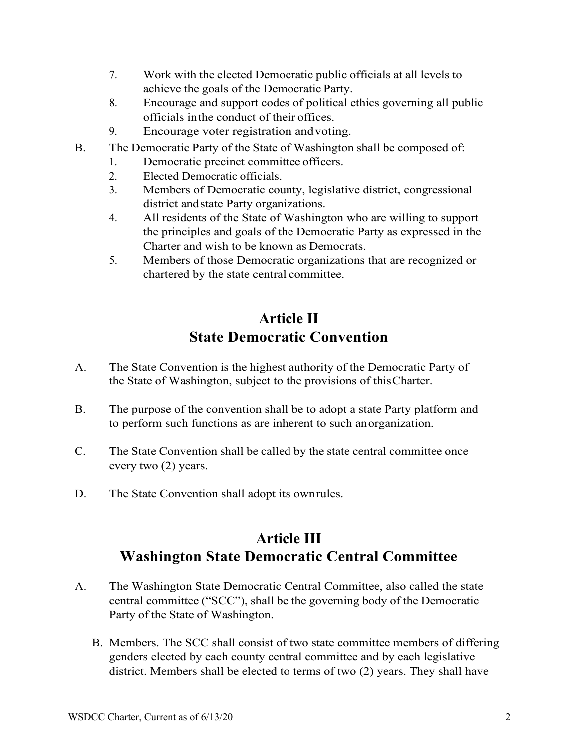7. Work with the elected Democratic public officials at all levels to achieve the goals of the Democratic Party.
8. Encourage and support codes of political ethics governing all public officials in the conduct of their offices.
9. Encourage voter registration and voting.

B. The Democratic Party of the State of Washington shall be composed of:

1. Democratic precinct committee officers.
2. Elected Democratic officials.
3. Members of Democratic county, legislative district, congressional district and state Party organizations.
4. All residents of the State of Washington who are willing to support the principles and goals of the Democratic Party as expressed in the Charter and wish to be known as Democrats.
5. Members of those Democratic organizations that are recognized or chartered by the state central committee.

## Article II
## State Democratic Convention

A. The State Convention is the highest authority of the Democratic Party of the State of Washington, subject to the provisions of this Charter.

B. The purpose of the convention shall be to adopt a state Party platform and to perform such functions as are inherent to such an organization.

C. The State Convention shall be called by the state central committee once every two (2) years.

D. The State Convention shall adopt its own rules.

## Article III
## Washington State Democratic Central Committee

A. The Washington State Democratic Central Committee, also called the state central committee ("SCC"), shall be the governing body of the Democratic Party of the State of Washington.

B. Members. The SCC shall consist of two state committee members of differing genders elected by each county central committee and by each legislative district. Members shall be elected to terms of two (2) years. They shall have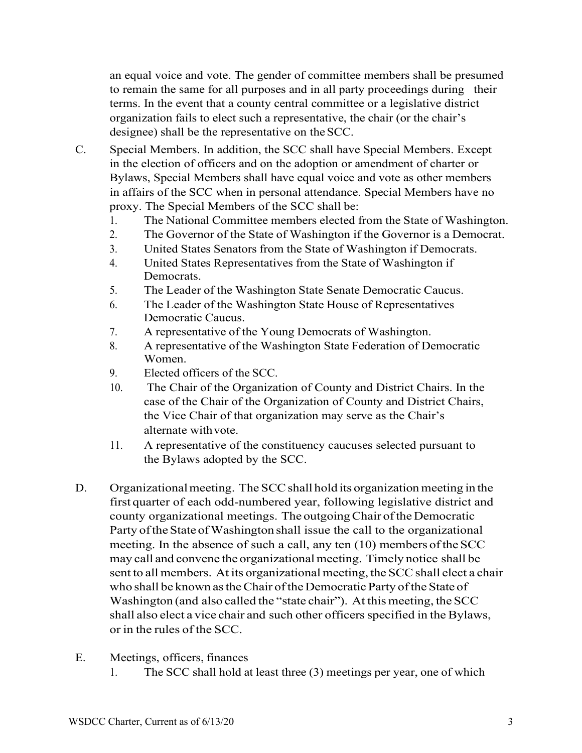an equal voice and vote. The gender of committee members shall be presumed to remain the same for all purposes and in all party proceedings during their terms. In the event that a county central committee or a legislative district organization fails to elect such a representative, the chair (or the chair's designee) shall be the representative on the SCC.

C. Special Members. In addition, the SCC shall have Special Members. Except in the election of officers and on the adoption or amendment of charter or Bylaws, Special Members shall have equal voice and vote as other members in affairs of the SCC when in personal attendance. Special Members have no proxy. The Special Members of the SCC shall be:

   1. The National Committee members elected from the State of Washington.
   2. The Governor of the State of Washington if the Governor is a Democrat.
   3. United States Senators from the State of Washington if Democrats.
   4. United States Representatives from the State of Washington if Democrats.
   5. The Leader of the Washington State Senate Democratic Caucus.
   6. The Leader of the Washington State House of Representatives Democratic Caucus.
   7. A representative of the Young Democrats of Washington.
   8. A representative of the Washington State Federation of Democratic Women.
   9. Elected officers of the SCC.
   10. The Chair of the Organization of County and District Chairs. In the case of the Chair of the Organization of County and District Chairs, the Vice Chair of that organization may serve as the Chair's alternate with vote.
   11. A representative of the constituency caucuses selected pursuant to the Bylaws adopted by the SCC.

D. Organizational meeting. The SCC shall hold its organization meeting in the first quarter of each odd-numbered year, following legislative district and county organizational meetings. The outgoing Chair of the Democratic Party of the State of Washington shall issue the call to the organizational meeting. In the absence of such a call, any ten (10) members of the SCC may call and convene the organizational meeting. Timely notice shall be sent to all members. At its organizational meeting, the SCC shall elect a chair who shall be known as the Chair of the Democratic Party of the State of Washington (and also called the "state chair"). At this meeting, the SCC shall also elect a vice chair and such other officers specified in the Bylaws, or in the rules of the SCC.

E. Meetings, officers, finances

   1. The SCC shall hold at least three (3) meetings per year, one of which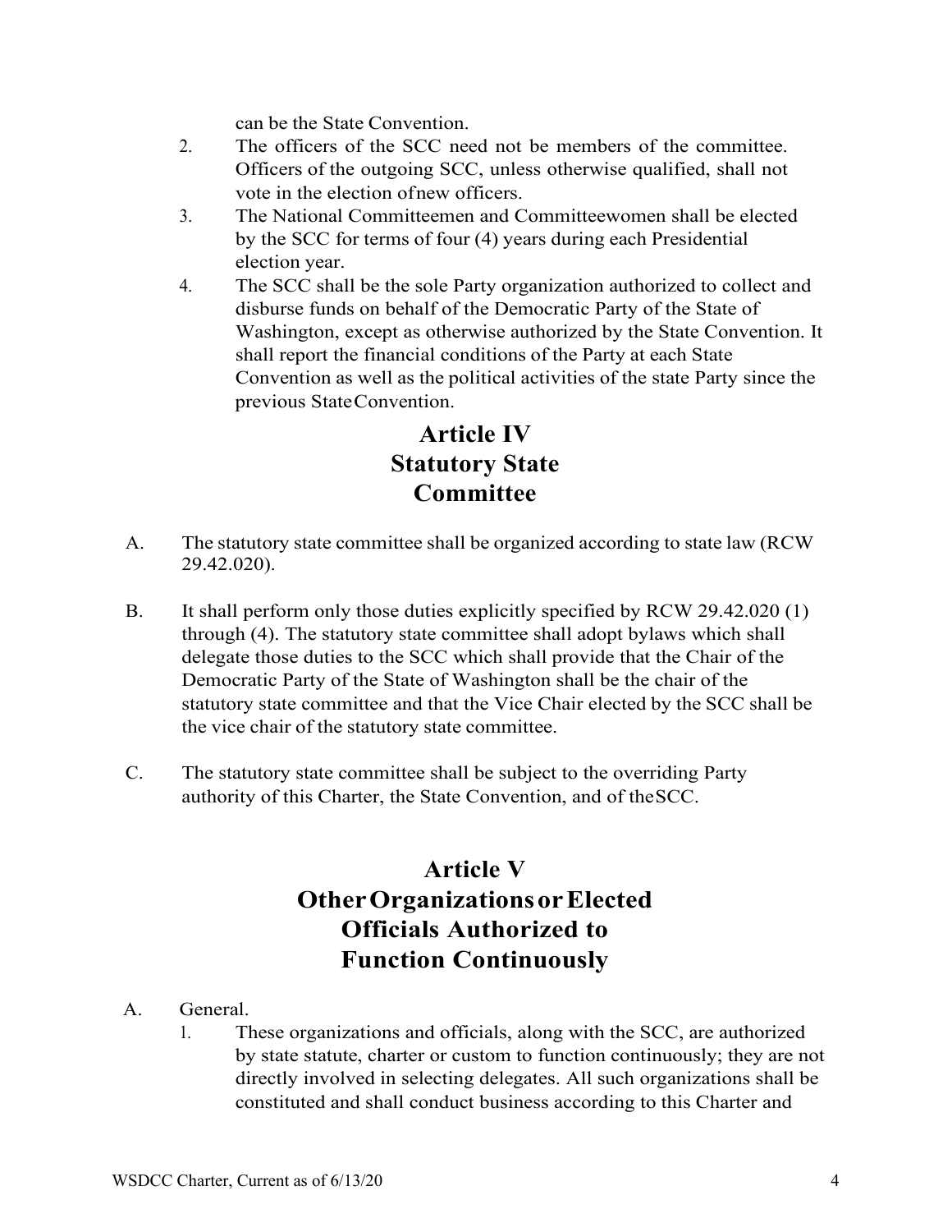can be the State Convention.

2. The officers of the SCC need not be members of the committee. Officers of the outgoing SCC, unless otherwise qualified, shall not vote in the election of new officers.
3. The National Committeemen and Committeewomen shall be elected by the SCC for terms of four (4) years during each Presidential election year.
4. The SCC shall be the sole Party organization authorized to collect and disburse funds on behalf of the Democratic Party of the State of Washington, except as otherwise authorized by the State Convention. It shall report the financial conditions of the Party at each State Convention as well as the political activities of the state Party since the previous State Convention.

# Article IV Statutory State Committee

A. The statutory state committee shall be organized according to state law (RCW 29.42.020).

B. It shall perform only those duties explicitly specified by RCW 29.42.020 (1) through (4). The statutory state committee shall adopt bylaws which shall delegate those duties to the SCC which shall provide that the Chair of the Democratic Party of the State of Washington shall be the chair of the statutory state committee and that the Vice Chair elected by the SCC shall be the vice chair of the statutory state committee.

C. The statutory state committee shall be subject to the overriding Party authority of this Charter, the State Convention, and of the SCC.

# Article V Other Organizations or Elected Officials Authorized to Function Continuously

A. General.

1. These organizations and officials, along with the SCC, are authorized by state statute, charter or custom to function continuously; they are not directly involved in selecting delegates. All such organizations shall be constituted and shall conduct business according to this Charter and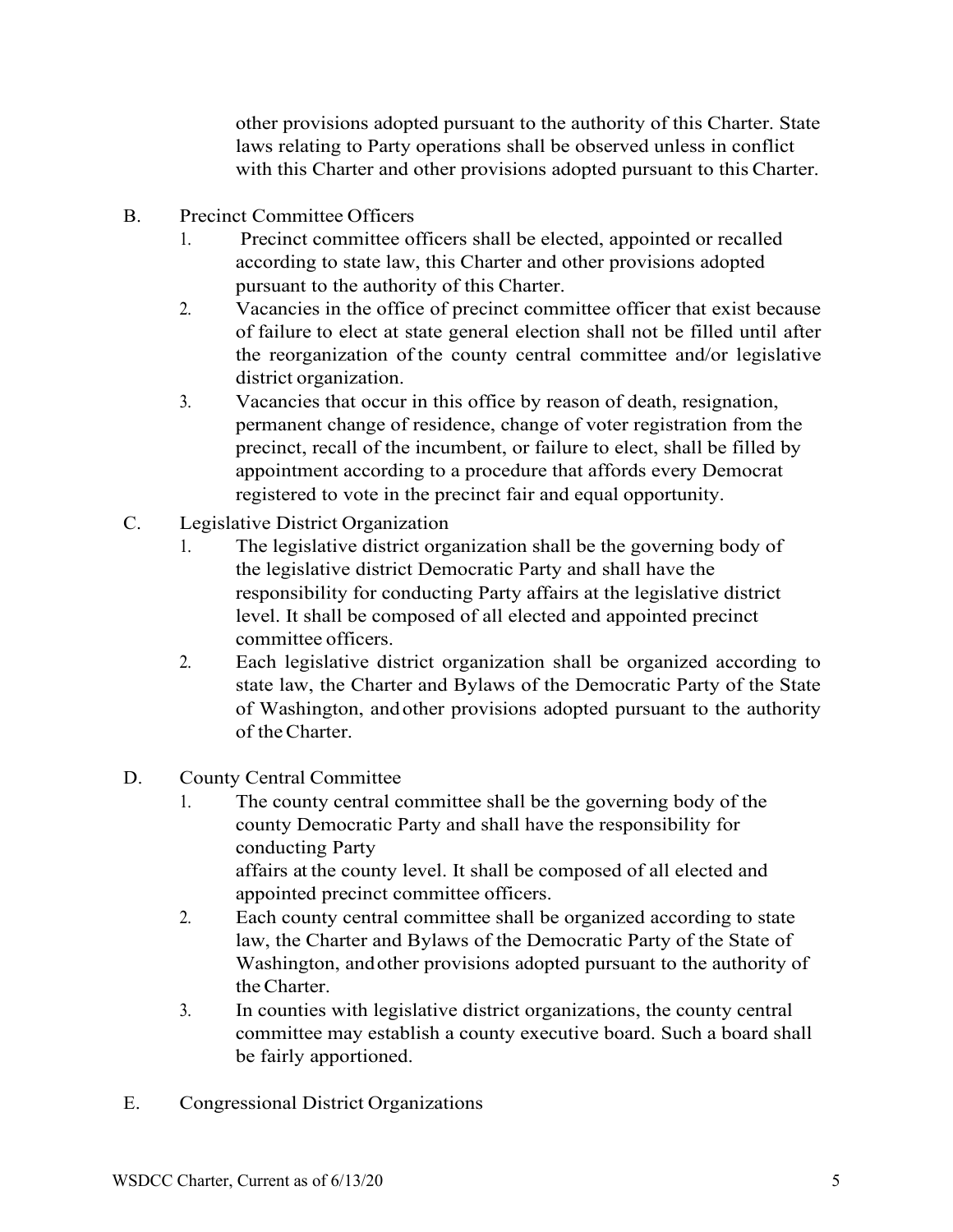other provisions adopted pursuant to the authority of this Charter. State laws relating to Party operations shall be observed unless in conflict with this Charter and other provisions adopted pursuant to this Charter.

B. Precinct Committee Officers

1. Precinct committee officers shall be elected, appointed or recalled according to state law, this Charter and other provisions adopted pursuant to the authority of this Charter.
2. Vacancies in the office of precinct committee officer that exist because of failure to elect at state general election shall not be filled until after the reorganization of the county central committee and/or legislative district organization.
3. Vacancies that occur in this office by reason of death, resignation, permanent change of residence, change of voter registration from the precinct, recall of the incumbent, or failure to elect, shall be filled by appointment according to a procedure that affords every Democrat registered to vote in the precinct fair and equal opportunity.

C. Legislative District Organization

1. The legislative district organization shall be the governing body of the legislative district Democratic Party and shall have the responsibility for conducting Party affairs at the legislative district level. It shall be composed of all elected and appointed precinct committee officers.
2. Each legislative district organization shall be organized according to state law, the Charter and Bylaws of the Democratic Party of the State of Washington, and other provisions adopted pursuant to the authority of the Charter.

D. County Central Committee

1. The county central committee shall be the governing body of the county Democratic Party and shall have the responsibility for conducting Party affairs at the county level. It shall be composed of all elected and appointed precinct committee officers.
2. Each county central committee shall be organized according to state law, the Charter and Bylaws of the Democratic Party of the State of Washington, and other provisions adopted pursuant to the authority of the Charter.
3. In counties with legislative district organizations, the county central committee may establish a county executive board. Such a board shall be fairly apportioned.

E. Congressional District Organizations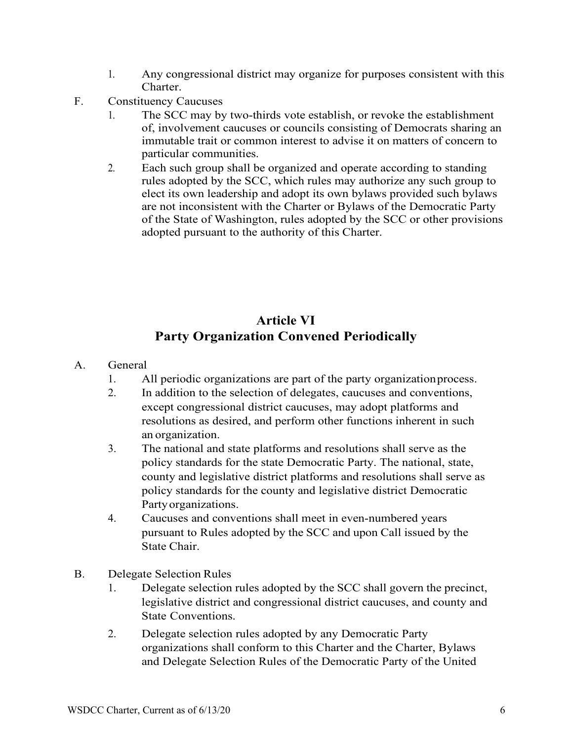1. Any congressional district may organize for purposes consistent with this Charter.

F. Constituency Caucuses

1. The SCC may by two-thirds vote establish, or revoke the establishment of, involvement caucuses or councils consisting of Democrats sharing an immutable trait or common interest to advise it on matters of concern to particular communities.
2. Each such group shall be organized and operate according to standing rules adopted by the SCC, which rules may authorize any such group to elect its own leadership and adopt its own bylaws provided such bylaws are not inconsistent with the Charter or Bylaws of the Democratic Party of the State of Washington, rules adopted by the SCC or other provisions adopted pursuant to the authority of this Charter.

## Article VI
## Party Organization Convened Periodically

A. General

1. All periodic organizations are part of the party organization process.
2. In addition to the selection of delegates, caucuses and conventions, except congressional district caucuses, may adopt platforms and resolutions as desired, and perform other functions inherent in such an organization.
3. The national and state platforms and resolutions shall serve as the policy standards for the state Democratic Party. The national, state, county and legislative district platforms and resolutions shall serve as policy standards for the county and legislative district Democratic Party organizations.
4. Caucuses and conventions shall meet in even-numbered years pursuant to Rules adopted by the SCC and upon Call issued by the State Chair.

B. Delegate Selection Rules

1. Delegate selection rules adopted by the SCC shall govern the precinct, legislative district and congressional district caucuses, and county and State Conventions.
2. Delegate selection rules adopted by any Democratic Party organizations shall conform to this Charter and the Charter, Bylaws and Delegate Selection Rules of the Democratic Party of the United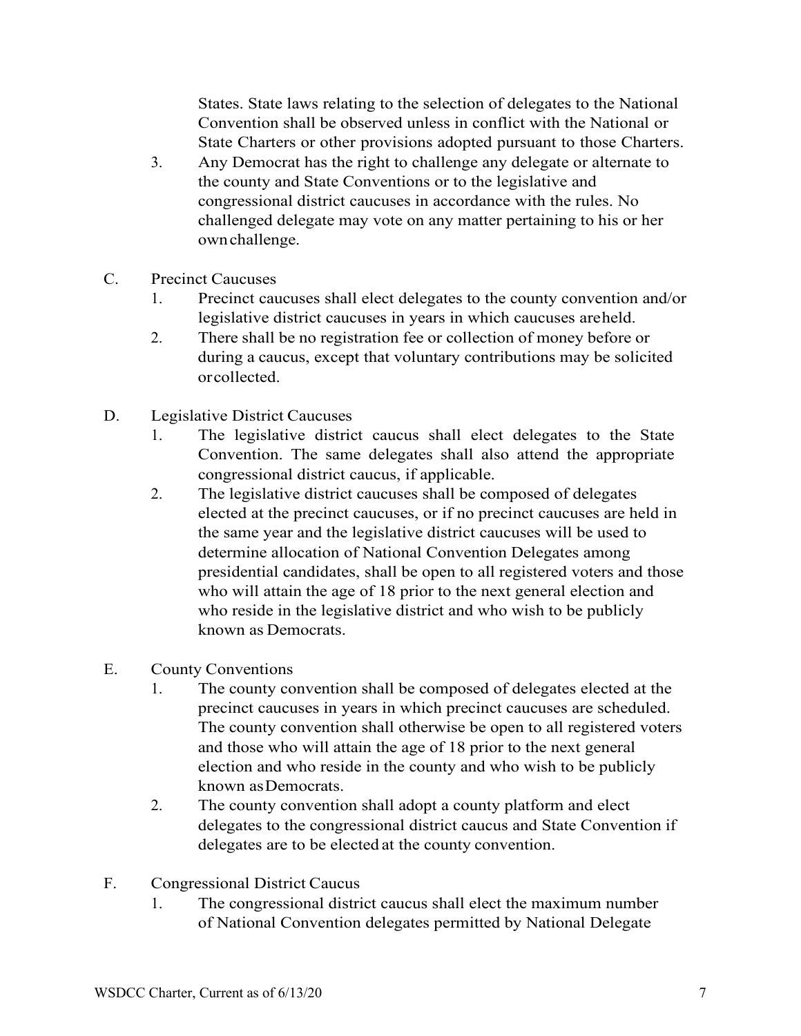States. State laws relating to the selection of delegates to the National Convention shall be observed unless in conflict with the National or State Charters or other provisions adopted pursuant to those Charters.

3. Any Democrat has the right to challenge any delegate or alternate to the county and State Conventions or to the legislative and congressional district caucuses in accordance with the rules. No challenged delegate may vote on any matter pertaining to his or her own challenge.

C. Precinct Caucuses

1. Precinct caucuses shall elect delegates to the county convention and/or legislative district caucuses in years in which caucuses are held.
2. There shall be no registration fee or collection of money before or during a caucus, except that voluntary contributions may be solicited or collected.

D. Legislative District Caucuses

1. The legislative district caucus shall elect delegates to the State Convention. The same delegates shall also attend the appropriate congressional district caucus, if applicable.
2. The legislative district caucuses shall be composed of delegates elected at the precinct caucuses, or if no precinct caucuses are held in the same year and the legislative district caucuses will be used to determine allocation of National Convention Delegates among presidential candidates, shall be open to all registered voters and those who will attain the age of 18 prior to the next general election and who reside in the legislative district and who wish to be publicly known as Democrats.

E. County Conventions

1. The county convention shall be composed of delegates elected at the precinct caucuses in years in which precinct caucuses are scheduled. The county convention shall otherwise be open to all registered voters and those who will attain the age of 18 prior to the next general election and who reside in the county and who wish to be publicly known as Democrats.
2. The county convention shall adopt a county platform and elect delegates to the congressional district caucus and State Convention if delegates are to be elected at the county convention.

F. Congressional District Caucus

1. The congressional district caucus shall elect the maximum number of National Convention delegates permitted by National Delegate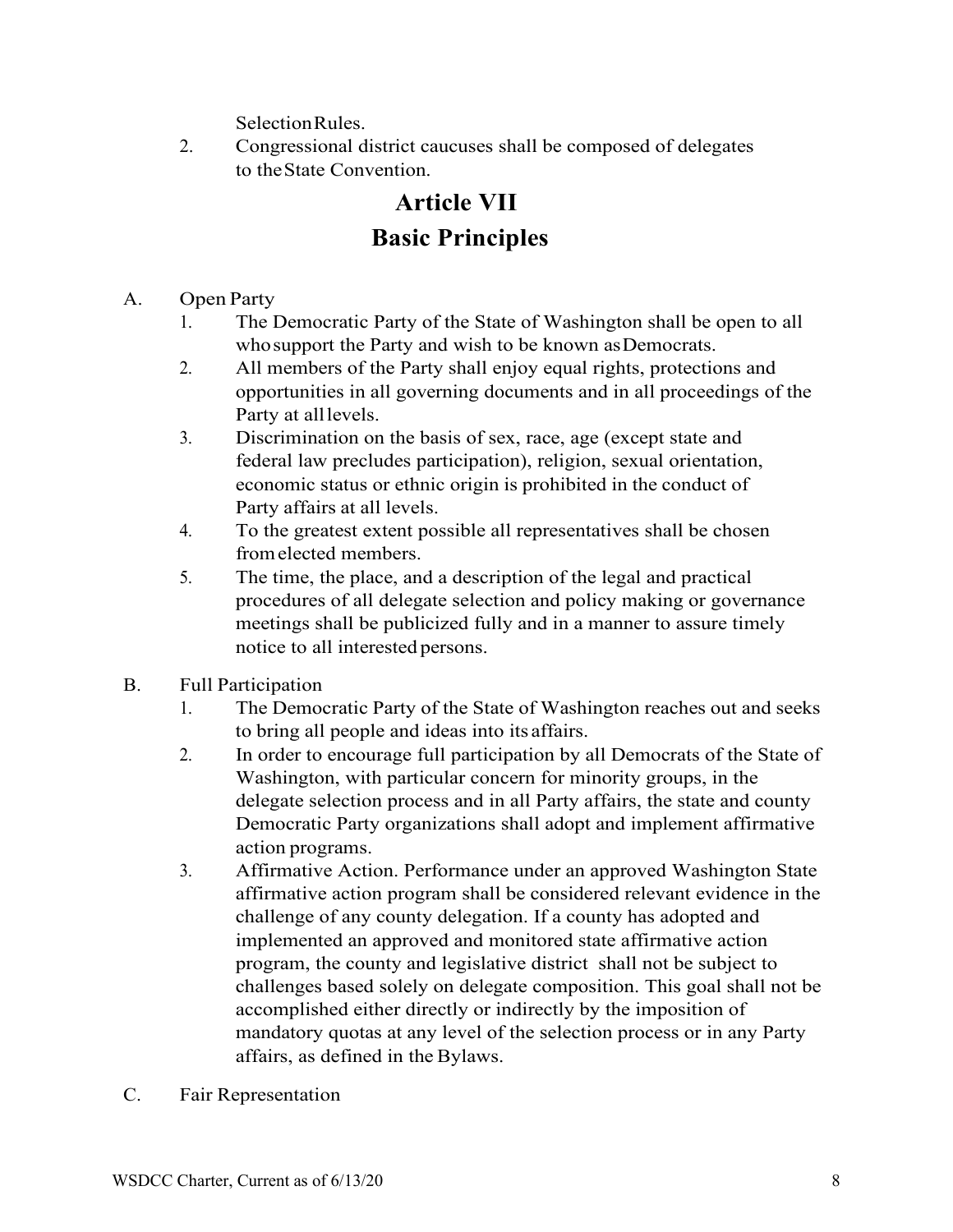Selection Rules.

2. Congressional district caucuses shall be composed of delegates to the State Convention.

# Article VII
# Basic Principles

A. Open Party
   1. The Democratic Party of the State of Washington shall be open to all who support the Party and wish to be known as Democrats.
   2. All members of the Party shall enjoy equal rights, protections and opportunities in all governing documents and in all proceedings of the Party at all levels.
   3. Discrimination on the basis of sex, race, age (except state and federal law precludes participation), religion, sexual orientation, economic status or ethnic origin is prohibited in the conduct of Party affairs at all levels.
   4. To the greatest extent possible all representatives shall be chosen from elected members.
   5. The time, the place, and a description of the legal and practical procedures of all delegate selection and policy making or governance meetings shall be publicized fully and in a manner to assure timely notice to all interested persons.

B. Full Participation
   1. The Democratic Party of the State of Washington reaches out and seeks to bring all people and ideas into its affairs.
   2. In order to encourage full participation by all Democrats of the State of Washington, with particular concern for minority groups, in the delegate selection process and in all Party affairs, the state and county Democratic Party organizations shall adopt and implement affirmative action programs.
   3. Affirmative Action. Performance under an approved Washington State affirmative action program shall be considered relevant evidence in the challenge of any county delegation. If a county has adopted and implemented an approved and monitored state affirmative action program, the county and legislative district shall not be subject to challenges based solely on delegate composition. This goal shall not be accomplished either directly or indirectly by the imposition of mandatory quotas at any level of the selection process or in any Party affairs, as defined in the Bylaws.

C. Fair Representation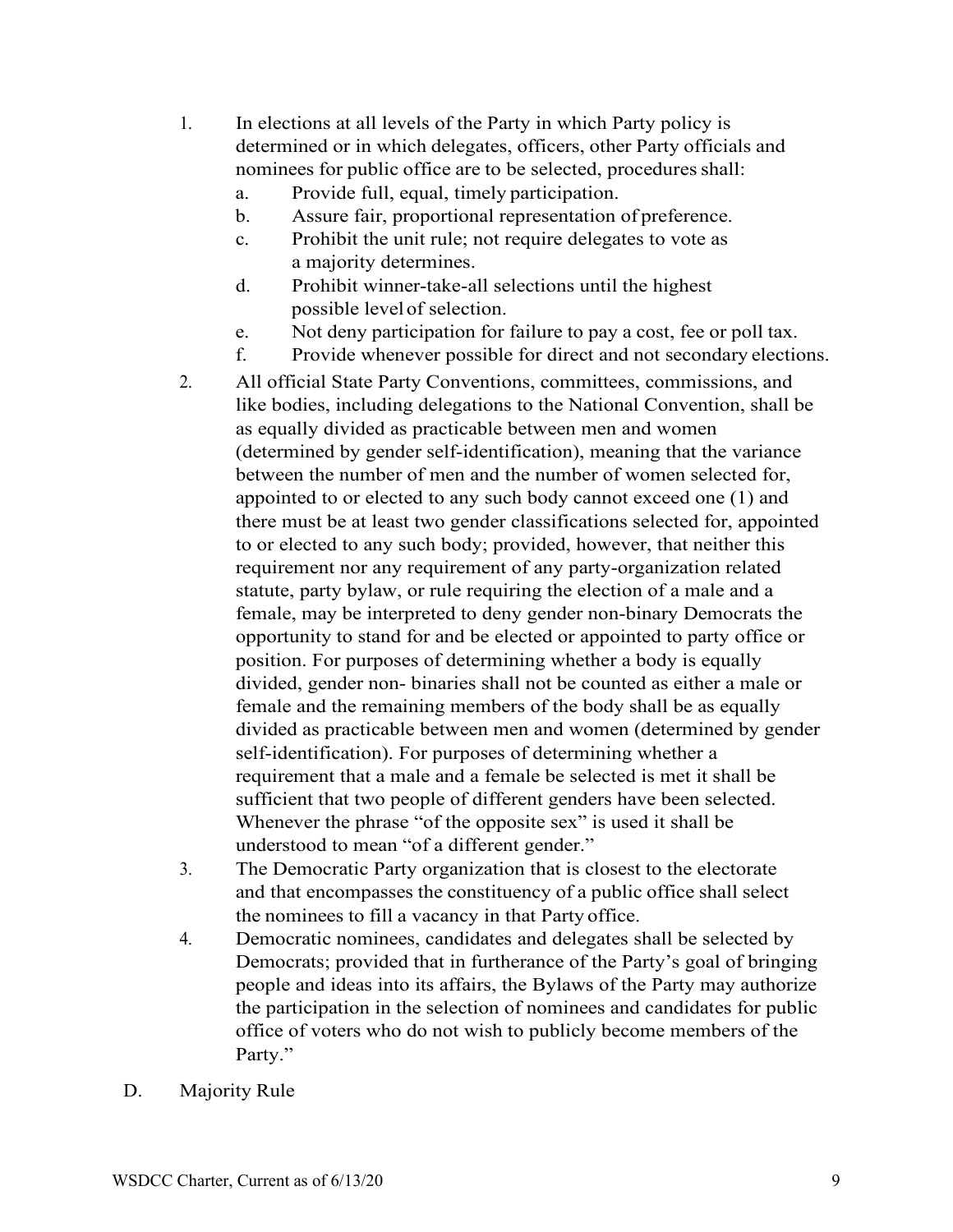1. In elections at all levels of the Party in which Party policy is determined or in which delegates, officers, other Party officials and nominees for public office are to be selected, procedures shall:
   a. Provide full, equal, timely participation.
   b. Assure fair, proportional representation of preference.
   c. Prohibit the unit rule; not require delegates to vote as a majority determines.
   d. Prohibit winner-take-all selections until the highest possible level of selection.
   e. Not deny participation for failure to pay a cost, fee or poll tax.
   f. Provide whenever possible for direct and not secondary elections.
2. All official State Party Conventions, committees, commissions, and like bodies, including delegations to the National Convention, shall be as equally divided as practicable between men and women (determined by gender self-identification), meaning that the variance between the number of men and the number of women selected for, appointed to or elected to any such body cannot exceed one (1) and there must be at least two gender classifications selected for, appointed to or elected to any such body; provided, however, that neither this requirement nor any requirement of any party-organization related statute, party bylaw, or rule requiring the election of a male and a female, may be interpreted to deny gender non-binary Democrats the opportunity to stand for and be elected or appointed to party office or position. For purposes of determining whether a body is equally divided, gender non- binaries shall not be counted as either a male or female and the remaining members of the body shall be as equally divided as practicable between men and women (determined by gender self-identification). For purposes of determining whether a requirement that a male and a female be selected is met it shall be sufficient that two people of different genders have been selected. Whenever the phrase "of the opposite sex" is used it shall be understood to mean "of a different gender."
3. The Democratic Party organization that is closest to the electorate and that encompasses the constituency of a public office shall select the nominees to fill a vacancy in that Party office.
4. Democratic nominees, candidates and delegates shall be selected by Democrats; provided that in furtherance of the Party's goal of bringing people and ideas into its affairs, the Bylaws of the Party may authorize the participation in the selection of nominees and candidates for public office of voters who do not wish to publicly become members of the Party."

D. Majority Rule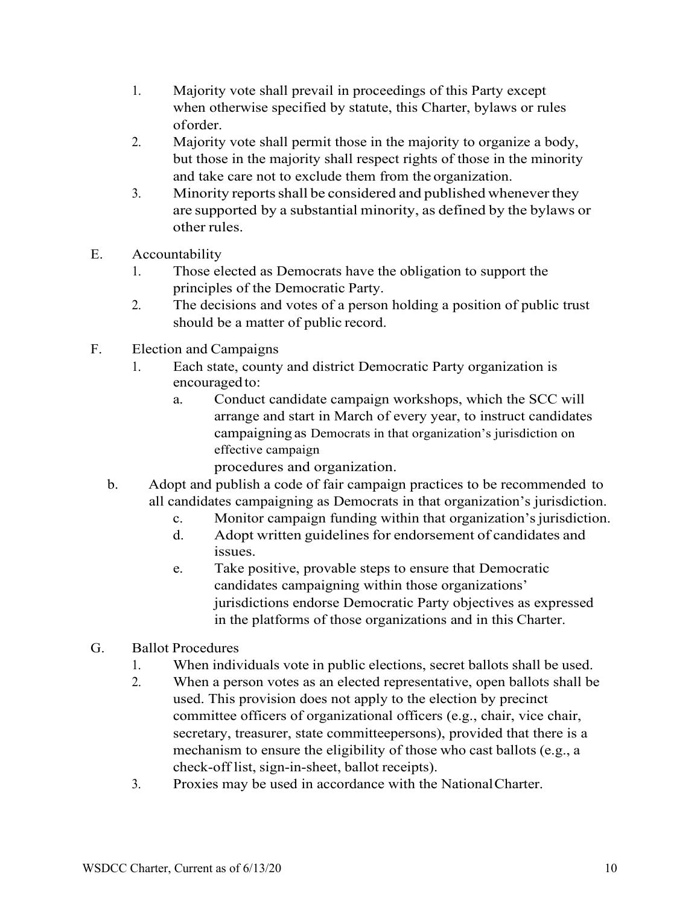1. Majority vote shall prevail in proceedings of this Party except when otherwise specified by statute, this Charter, bylaws or rules of order.
2. Majority vote shall permit those in the majority to organize a body, but those in the majority shall respect rights of those in the minority and take care not to exclude them from the organization.
3. Minority reports shall be considered and published whenever they are supported by a substantial minority, as defined by the bylaws or other rules.

E. Accountability
   1. Those elected as Democrats have the obligation to support the principles of the Democratic Party.
   2. The decisions and votes of a person holding a position of public trust should be a matter of public record.

F. Election and Campaigns
   1. Each state, county and district Democratic Party organization is encouraged to:
      a. Conduct candidate campaign workshops, which the SCC will arrange and start in March of every year, to instruct candidates campaigning as Democrats in that organization's jurisdiction on effective campaign procedures and organization.
      b. Adopt and publish a code of fair campaign practices to be recommended to all candidates campaigning as Democrats in that organization's jurisdiction.
      c. Monitor campaign funding within that organization's jurisdiction.
      d. Adopt written guidelines for endorsement of candidates and issues.
      e. Take positive, provable steps to ensure that Democratic candidates campaigning within those organizations' jurisdictions endorse Democratic Party objectives as expressed in the platforms of those organizations and in this Charter.

G. Ballot Procedures
   1. When individuals vote in public elections, secret ballots shall be used.
   2. When a person votes as an elected representative, open ballots shall be used. This provision does not apply to the election by precinct committee officers of organizational officers (e.g., chair, vice chair, secretary, treasurer, state committeepersons), provided that there is a mechanism to ensure the eligibility of those who cast ballots (e.g., a check-off list, sign-in-sheet, ballot receipts).
   3. Proxies may be used in accordance with the National Charter.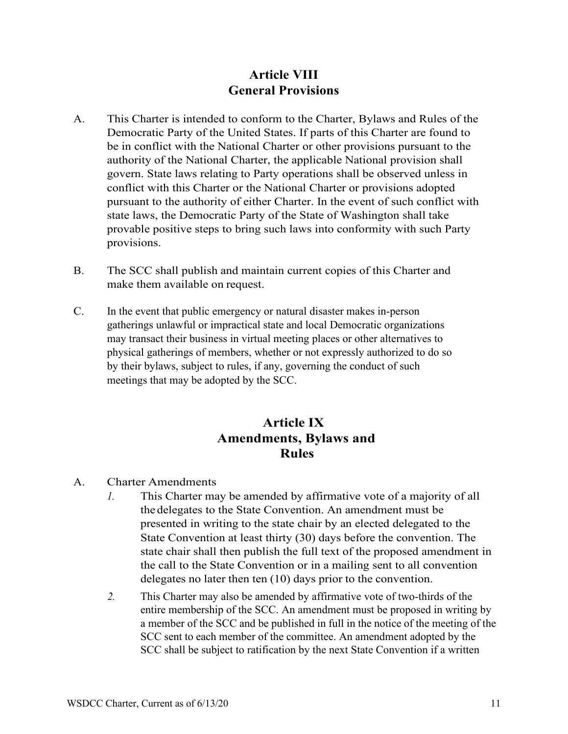## Article VIII
## General Provisions

A. This Charter is intended to conform to the Charter, Bylaws and Rules of the Democratic Party of the United States. If parts of this Charter are found to be in conflict with the National Charter or other provisions pursuant to the authority of the National Charter, the applicable National provision shall govern. State laws relating to Party operations shall be observed unless in conflict with this Charter or the National Charter or provisions adopted pursuant to the authority of either Charter. In the event of such conflict with state laws, the Democratic Party of the State of Washington shall take provable positive steps to bring such laws into conformity with such Party provisions.

B. The SCC shall publish and maintain current copies of this Charter and make them available on request.

C. In the event that public emergency or natural disaster makes in-person gatherings unlawful or impractical state and local Democratic organizations may transact their business in virtual meeting places or other alternatives to physical gatherings of members, whether or not expressly authorized to do so by their bylaws, subject to rules, if any, governing the conduct of such meetings that may be adopted by the SCC.

## Article IX
## Amendments, Bylaws and Rules

A. Charter Amendments

*1.* This Charter may be amended by affirmative vote of a majority of all the delegates to the State Convention. An amendment must be presented in writing to the state chair by an elected delegated to the State Convention at least thirty (30) days before the convention. The state chair shall then publish the full text of the proposed amendment in the call to the State Convention or in a mailing sent to all convention delegates no later then ten (10) days prior to the convention.

*2.* This Charter may also be amended by affirmative vote of two-thirds of the entire membership of the SCC. An amendment must be proposed in writing by a member of the SCC and be published in full in the notice of the meeting of the SCC sent to each member of the committee. An amendment adopted by the SCC shall be subject to ratification by the next State Convention if a written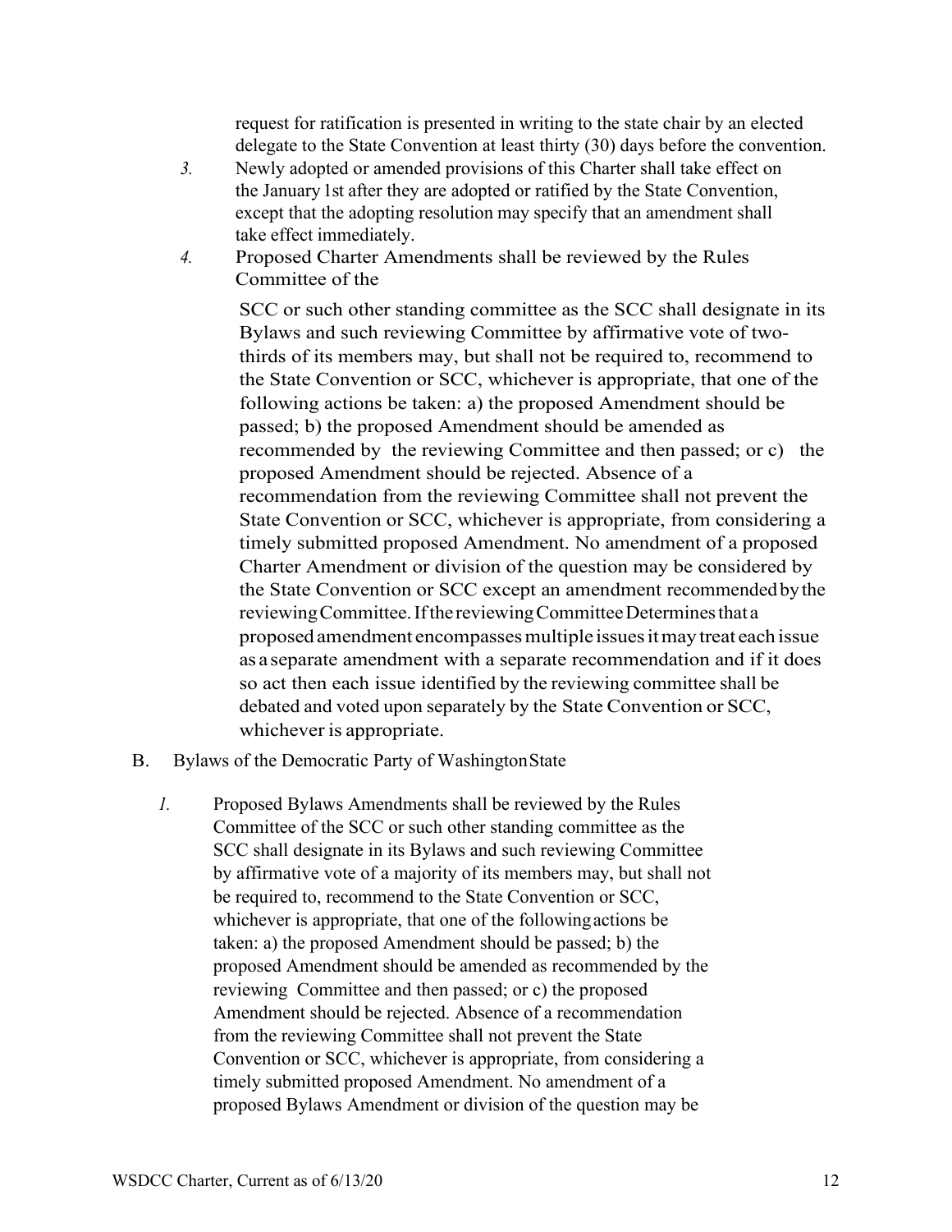request for ratification is presented in writing to the state chair by an elected delegate to the State Convention at least thirty (30) days before the convention.

3. Newly adopted or amended provisions of this Charter shall take effect on the January 1st after they are adopted or ratified by the State Convention, except that the adopting resolution may specify that an amendment shall take effect immediately.
4. Proposed Charter Amendments shall be reviewed by the Rules Committee of the SCC or such other standing committee as the SCC shall designate in its Bylaws and such reviewing Committee by affirmative vote of two-thirds of its members may, but shall not be required to, recommend to the State Convention or SCC, whichever is appropriate, that one of the following actions be taken: a) the proposed Amendment should be passed; b) the proposed Amendment should be amended as recommended by the reviewing Committee and then passed; or c) the proposed Amendment should be rejected. Absence of a recommendation from the reviewing Committee shall not prevent the State Convention or SCC, whichever is appropriate, from considering a timely submitted proposed Amendment. No amendment of a proposed Charter Amendment or division of the question may be considered by the State Convention or SCC except an amendment recommended by the reviewing Committee. If the reviewing Committee Determines that a proposed amendment encompasses multiple issues it may treat each issue as a separate amendment with a separate recommendation and if it does so act then each issue identified by the reviewing committee shall be debated and voted upon separately by the State Convention or SCC, whichever is appropriate.

B. Bylaws of the Democratic Party of Washington State

1. Proposed Bylaws Amendments shall be reviewed by the Rules Committee of the SCC or such other standing committee as the SCC shall designate in its Bylaws and such reviewing Committee by affirmative vote of a majority of its members may, but shall not be required to, recommend to the State Convention or SCC, whichever is appropriate, that one of the following actions be taken: a) the proposed Amendment should be passed; b) the proposed Amendment should be amended as recommended by the reviewing Committee and then passed; or c) the proposed Amendment should be rejected. Absence of a recommendation from the reviewing Committee shall not prevent the State Convention or SCC, whichever is appropriate, from considering a timely submitted proposed Amendment. No amendment of a proposed Bylaws Amendment or division of the question may be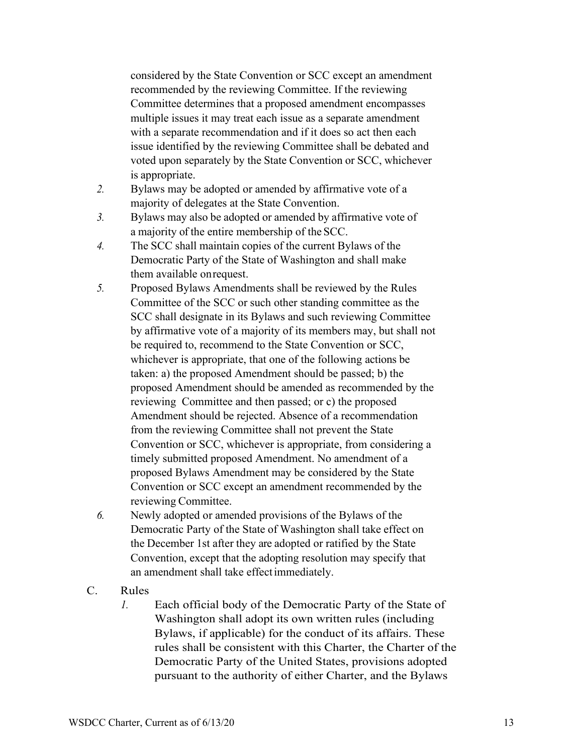considered by the State Convention or SCC except an amendment recommended by the reviewing Committee. If the reviewing Committee determines that a proposed amendment encompasses multiple issues it may treat each issue as a separate amendment with a separate recommendation and if it does so act then each issue identified by the reviewing Committee shall be debated and voted upon separately by the State Convention or SCC, whichever is appropriate.

2. Bylaws may be adopted or amended by affirmative vote of a majority of delegates at the State Convention.
3. Bylaws may also be adopted or amended by affirmative vote of a majority of the entire membership of the SCC.
4. The SCC shall maintain copies of the current Bylaws of the Democratic Party of the State of Washington and shall make them available on request.
5. Proposed Bylaws Amendments shall be reviewed by the Rules Committee of the SCC or such other standing committee as the SCC shall designate in its Bylaws and such reviewing Committee by affirmative vote of a majority of its members may, but shall not be required to, recommend to the State Convention or SCC, whichever is appropriate, that one of the following actions be taken: a) the proposed Amendment should be passed; b) the proposed Amendment should be amended as recommended by the reviewing Committee and then passed; or c) the proposed Amendment should be rejected. Absence of a recommendation from the reviewing Committee shall not prevent the State Convention or SCC, whichever is appropriate, from considering a timely submitted proposed Amendment. No amendment of a proposed Bylaws Amendment may be considered by the State Convention or SCC except an amendment recommended by the reviewing Committee.
6. Newly adopted or amended provisions of the Bylaws of the Democratic Party of the State of Washington shall take effect on the December 1st after they are adopted or ratified by the State Convention, except that the adopting resolution may specify that an amendment shall take effect immediately.

C. Rules

1. Each official body of the Democratic Party of the State of Washington shall adopt its own written rules (including Bylaws, if applicable) for the conduct of its affairs. These rules shall be consistent with this Charter, the Charter of the Democratic Party of the United States, provisions adopted pursuant to the authority of either Charter, and the Bylaws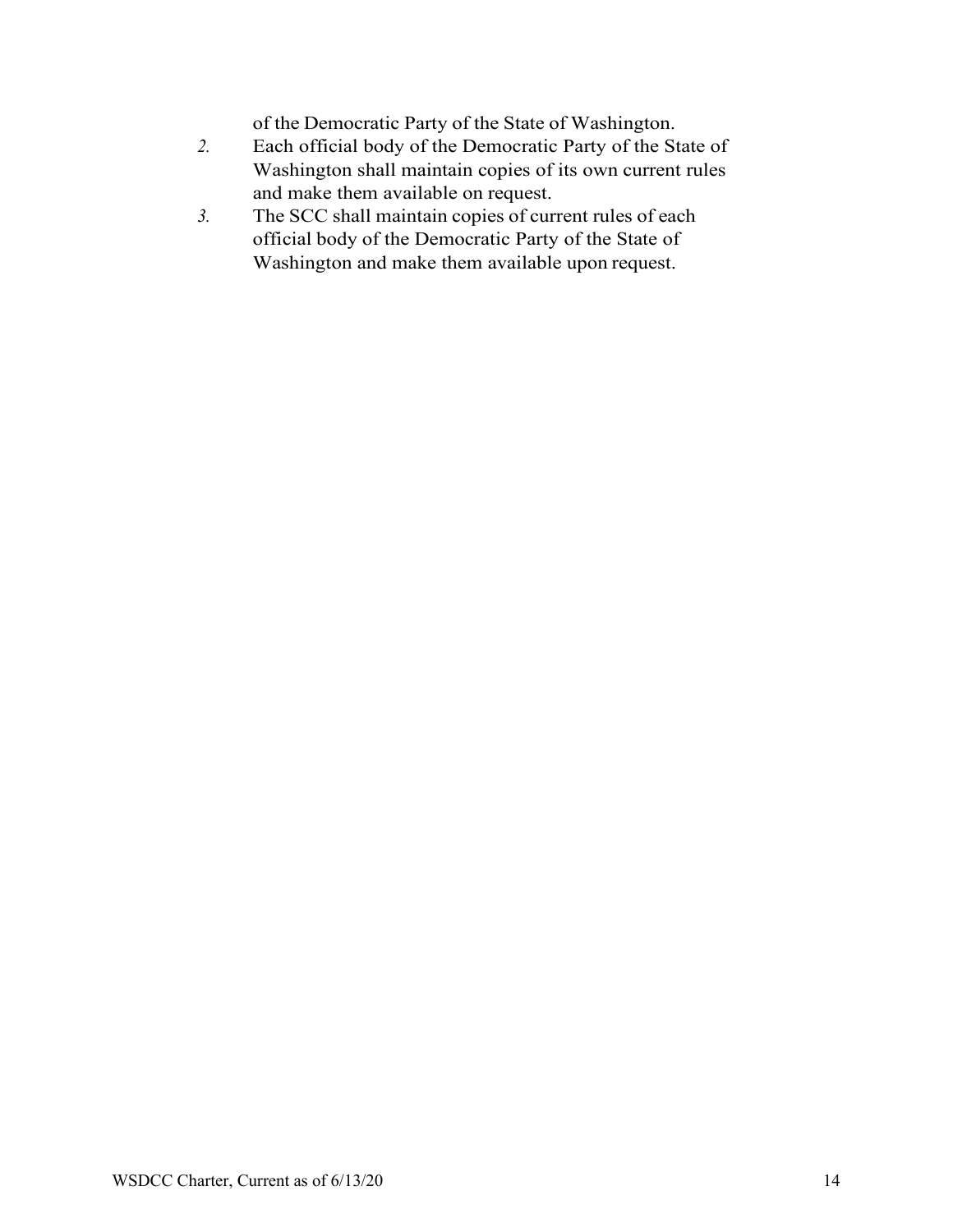of the Democratic Party of the State of Washington.

2. Each official body of the Democratic Party of the State of Washington shall maintain copies of its own current rules and make them available on request.
3. The SCC shall maintain copies of current rules of each official body of the Democratic Party of the State of Washington and make them available upon request.